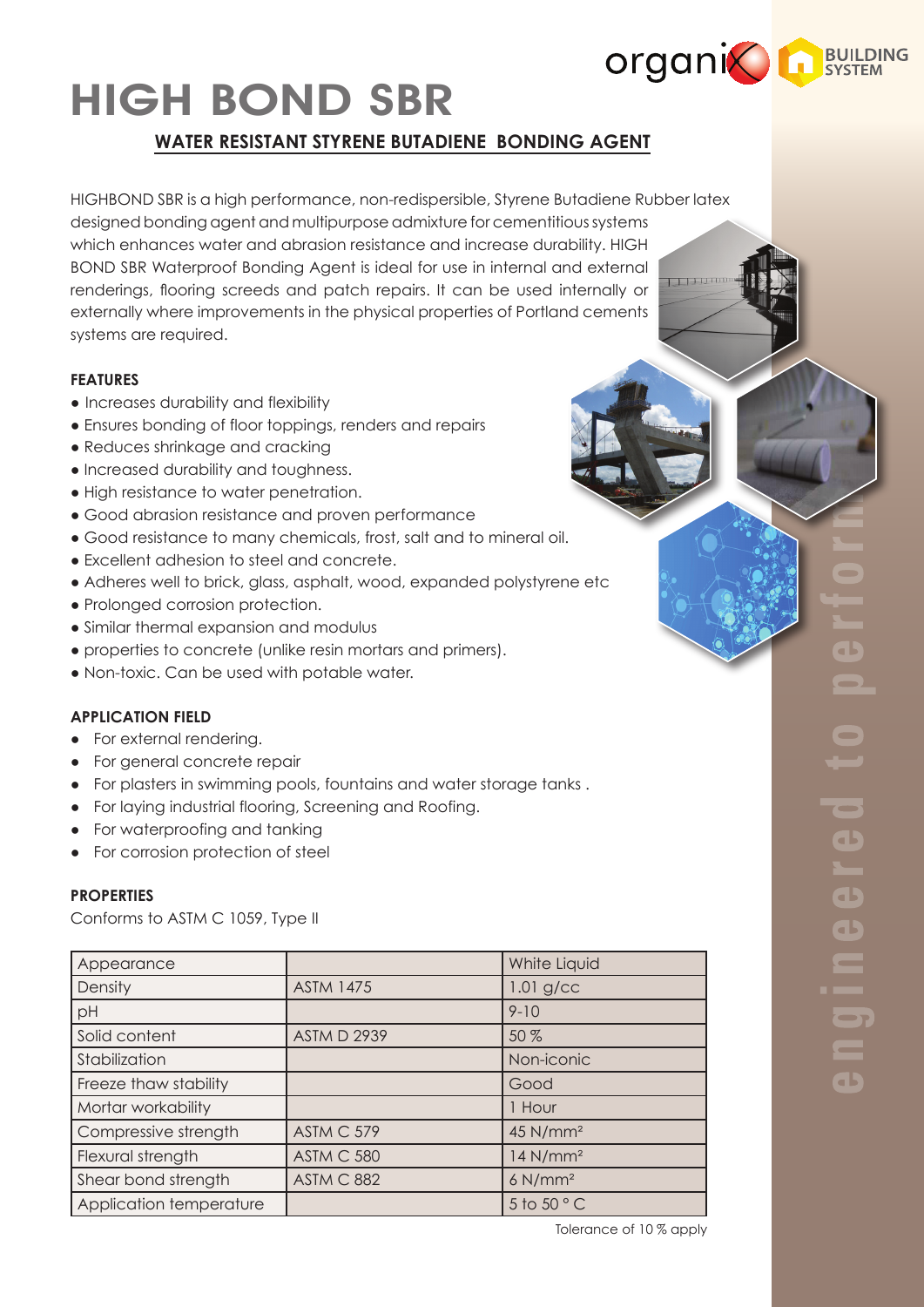# HIGH BOND SBR

## WATER RESISTANT STYRENE BUTADIENE BONDING AGENT

HIGHBOND SBR is a high performance, non-redispersible, Styrene Butadiene Rubber latex designed bonding agent and multipurpose admixture for cementitious systems which enhances water and abrasion resistance and increase durability. HIGH BOND SBR Waterproof Bonding Agent is ideal for use in internal and external renderings, flooring screeds and patch repairs. It can be used internally or externally where improvements in the physical properties of Portland cements systems are required.

### FEATURES

- Increases durability and flexibility
- Ensures bonding of floor toppings, renders and repairs
- Reduces shrinkage and cracking
- Increased durability and toughness.
- High resistance to water penetration.
- Good abrasion resistance and proven performance
- Good resistance to many chemicals, frost, salt and to mineral oil.
- Excellent adhesion to steel and concrete.
- Adheres well to brick, glass, asphalt, wood, expanded polystyrene etc
- Prolonged corrosion protection.
- Similar thermal expansion and modulus
- properties to concrete (unlike resin mortars and primers).
- Non-toxic. Can be used with potable water.

### APPLICATION FIELD

- For external rendering.
- For general concrete repair
- For plasters in swimming pools, fountains and water storage tanks .
- For laying industrial flooring, Screening and Roofing.
- For waterproofing and tanking
- For corrosion protection of steel

### PROPERTIES

Conforms to ASTM C 1059, Type II

| Appearance | | White Liquid |
|---|---|---|
| Density | ASTM 1475 | 1.01 g/cc |
| pH | | 9-10 |
| Solid content | ASTM D 2939 | 50 % |
| Stabilization | | Non-iconic |
| Freeze thaw stability | | Good |
| Mortar workability | | 1 Hour |
| Compressive strength | ASTM C 579 | 45 N/mm² |
| Flexural strength | ASTM C 580 | 14 N/mm² |
| Shear bond strength | ASTM C 882 | 6 N/mm² |
| Application temperature | | 5 to 50 ° C |

Tolerance of 10 % apply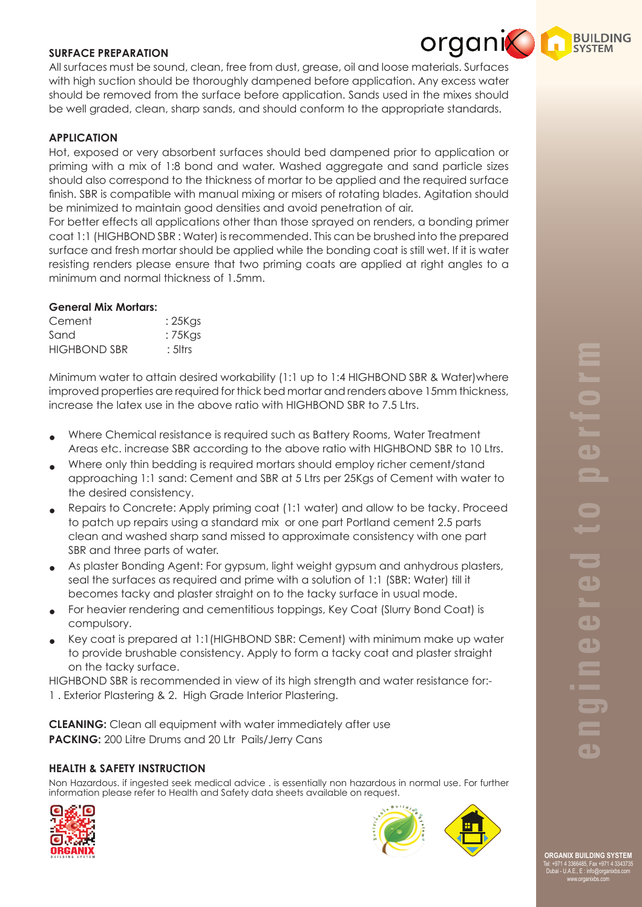## SURFACE PREPARATION

All surfaces must be sound, clean, free from dust, grease, oil and loose materials. Surfaces with high suction should be thoroughly dampened before application. Any excess water should be removed from the surface before application. Sands used in the mixes should be well graded, clean, sharp sands, and should conform to the appropriate standards.

## APPLICATION

Hot, exposed or very absorbent surfaces should bed dampened prior to application or priming with a mix of 1:8 bond and water. Washed aggregate and sand particle sizes should also correspond to the thickness of mortar to be applied and the required surface finish. SBR is compatible with manual mixing or misers of rotating blades. Agitation should be minimized to maintain good densities and avoid penetration of air.

For better effects all applications other than those sprayed on renders, a bonding primer coat 1:1 (HIGHBOND SBR : Water) is recommended. This can be brushed into the prepared surface and fresh mortar should be applied while the bonding coat is still wet. If it is water resisting renders please ensure that two priming coats are applied at right angles to a minimum and normal thickness of 1.5mm.

**General Mix Mortars:**

| | |
|---|---|
| Cement | : 25Kgs |
| Sand | : 75Kgs |
| HIGHBOND SBR | : 5ltrs |

Minimum water to attain desired workability (1:1 up to 1:4 HIGHBOND SBR & Water)where improved properties are required for thick bed mortar and renders above 15mm thickness, increase the latex use in the above ratio with HIGHBOND SBR to 7.5 Ltrs.

- Where Chemical resistance is required such as Battery Rooms, Water Treatment Areas etc. increase SBR according to the above ratio with HIGHBOND SBR to 10 Ltrs.
- Where only thin bedding is required mortars should employ richer cement/stand approaching 1:1 sand: Cement and SBR at 5 Ltrs per 25Kgs of Cement with water to the desired consistency.
- Repairs to Concrete: Apply priming coat (1:1 water) and allow to be tacky. Proceed to patch up repairs using a standard mix or one part Portland cement 2.5 parts clean and washed sharp sand missed to approximate consistency with one part SBR and three parts of water.
- As plaster Bonding Agent: For gypsum, light weight gypsum and anhydrous plasters, seal the surfaces as required and prime with a solution of 1:1 (SBR: Water) till it becomes tacky and plaster straight on to the tacky surface in usual mode.
- For heavier rendering and cementitious toppings, Key Coat (Slurry Bond Coat) is compulsory.
- Key coat is prepared at 1:1(HIGHBOND SBR: Cement) with minimum make up water to provide brushable consistency. Apply to form a tacky coat and plaster straight on the tacky surface.

HIGHBOND SBR is recommended in view of its high strength and water resistance for:-

1 . Exterior Plastering & 2. High Grade Interior Plastering.

**CLEANING:** Clean all equipment with water immediately after use

**PACKING:** 200 Litre Drums and 20 Ltr Pails/Jerry Cans

## HEALTH & SAFETY INSTRUCTION

Non Hazardous. if ingested seek medical advice . is essentially non hazardous in normal use. For further information please refer to Health and Safety data sheets available on request.

engineered to perform

**ORGANIX BUILDING SYSTEM**
Tel: +971 4 3366485, Fax +971 4 3343735
Dubai - U.A.E., E : info@organixbs.com
www.organixbs.com